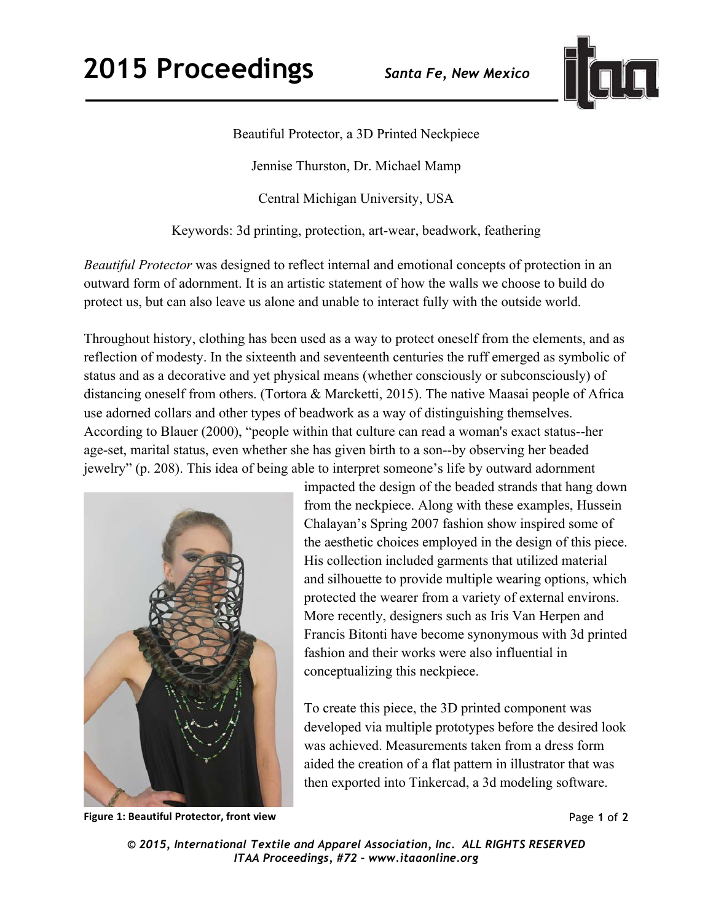Beautiful Protector, a 3D Printed Neckpiece

Jennise Thurston, Dr. Michael Mamp

Central Michigan University, USA

Keywords: 3d printing, protection, art-wear, beadwork, feathering

*Beautiful Protector* was designed to reflect internal and emotional concepts of protection in an outward form of adornment. It is an artistic statement of how the walls we choose to build do protect us, but can also leave us alone and unable to interact fully with the outside world.

Throughout history, clothing has been used as a way to protect oneself from the elements, and as reflection of modesty. In the sixteenth and seventeenth centuries the ruff emerged as symbolic of status and as a decorative and yet physical means (whether consciously or subconsciously) of distancing oneself from others. (Tortora & Marcketti, 2015). The native Maasai people of Africa use adorned collars and other types of beadwork as a way of distinguishing themselves. According to Blauer (2000), "people within that culture can read a woman's exact status--her age-set, marital status, even whether she has given birth to a son--by observing her beaded jewelry" (p. 208). This idea of being able to interpret someone's life by outward adornment impacted the design of the beaded strands that hang down from the neckpiece. Along with these examples, Hussein Chalayan's Spring 2007 fashion show inspired some of the aesthetic choices employed in the design of this piece. His collection included garments that utilized material and silhouette to provide multiple wearing options, which protected the wearer from a variety of external environs. More recently, designers such as Iris Van Herpen and Francis Bitonti have become synonymous with 3d printed fashion and their works were also influential in conceptualizing this neckpiece.

**Figure 1: Beautiful Protector, front view**

To create this piece, the 3D printed component was developed via multiple prototypes before the desired look was achieved. Measurements taken from a dress form aided the creation of a flat pattern in illustrator that was then exported into Tinkercad, a 3d modeling software.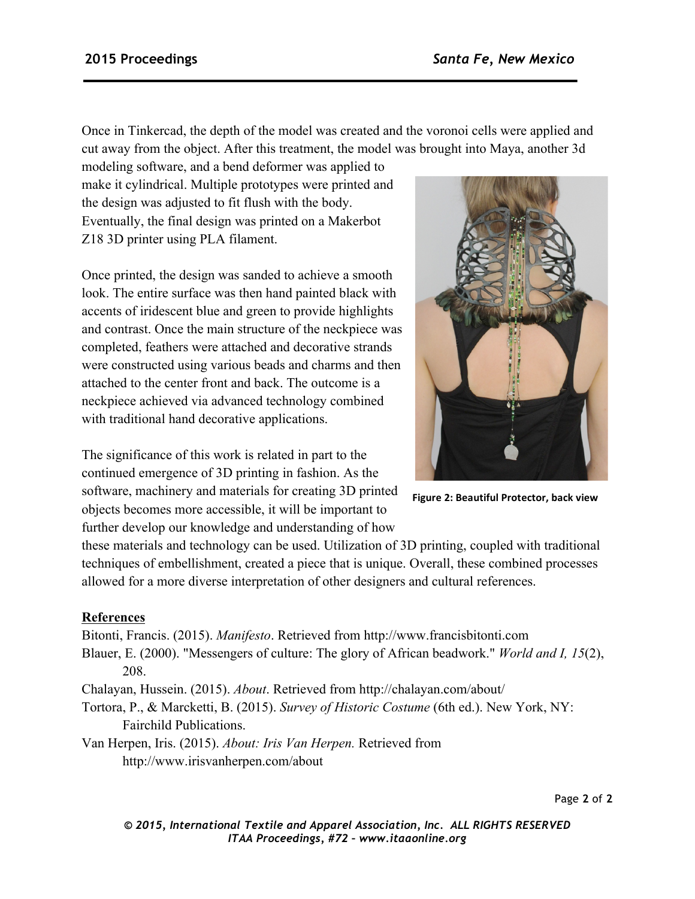Once in Tinkercad, the depth of the model was created and the voronoi cells were applied and cut away from the object. After this treatment, the model was brought into Maya, another 3d modeling software, and a bend deformer was applied to make it cylindrical. Multiple prototypes were printed and the design was adjusted to fit flush with the body. Eventually, the final design was printed on a Makerbot Z18 3D printer using PLA filament.

Once printed, the design was sanded to achieve a smooth look. The entire surface was then hand painted black with accents of iridescent blue and green to provide highlights and contrast. Once the main structure of the neckpiece was completed, feathers were attached and decorative strands were constructed using various beads and charms and then attached to the center front and back. The outcome is a neckpiece achieved via advanced technology combined with traditional hand decorative applications.

**Figure 2: Beautiful Protector, back view**

The significance of this work is related in part to the continued emergence of 3D printing in fashion. As the software, machinery and materials for creating 3D printed objects becomes more accessible, it will be important to further develop our knowledge and understanding of how these materials and technology can be used. Utilization of 3D printing, coupled with traditional techniques of embellishment, created a piece that is unique. Overall, these combined processes allowed for a more diverse interpretation of other designers and cultural references.

## References

Bitonti, Francis. (2015). *Manifesto*. Retrieved from http://www.francisbitonti.com

Blauer, E. (2000). "Messengers of culture: The glory of African beadwork." *World and I, 15*(2), 208.

Chalayan, Hussein. (2015). *About*. Retrieved from http://chalayan.com/about/

Tortora, P., & Marcketti, B. (2015). *Survey of Historic Costume* (6th ed.). New York, NY: Fairchild Publications.

Van Herpen, Iris. (2015). *About: Iris Van Herpen.* Retrieved from http://www.irisvanherpen.com/about